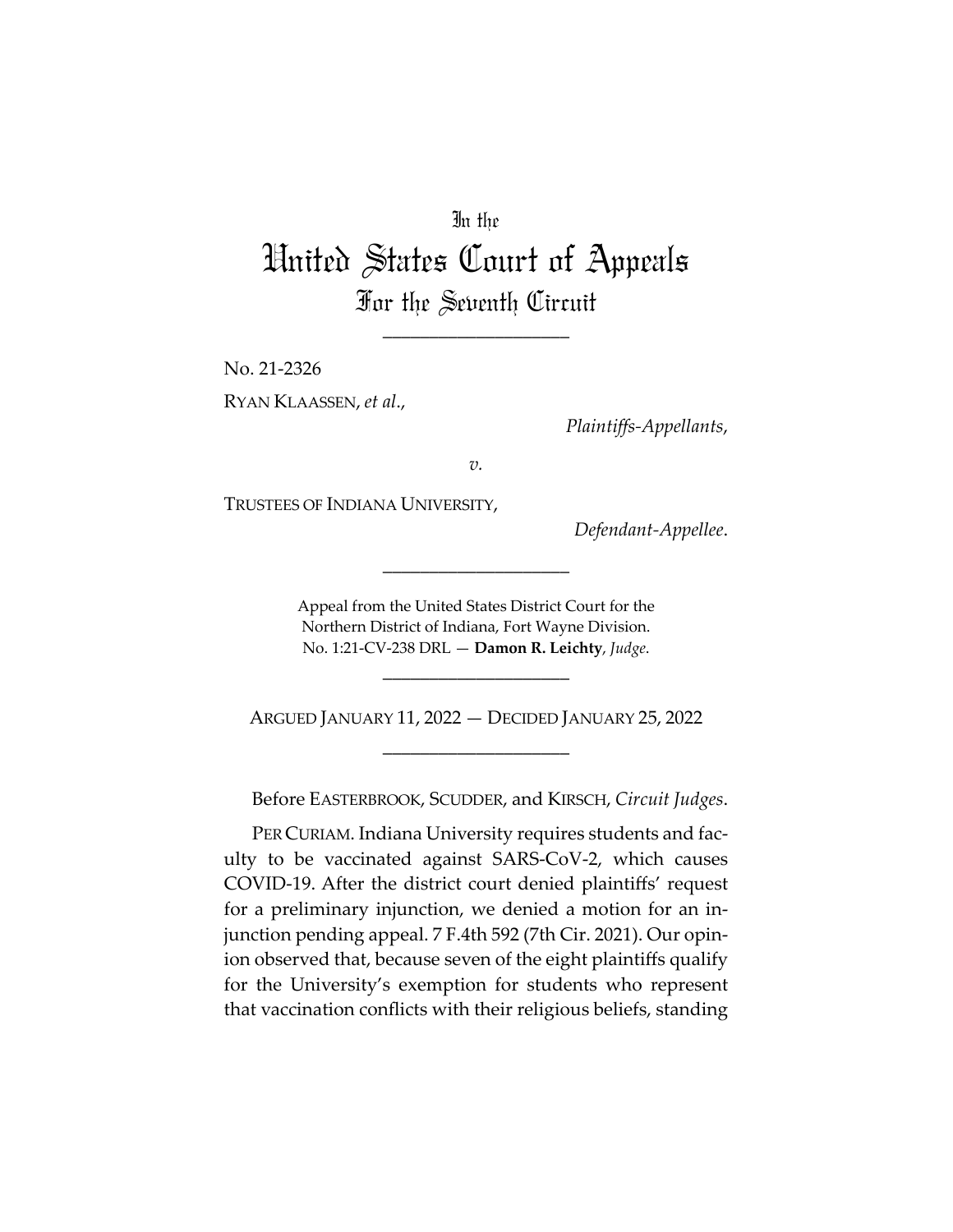In the

# United States Court of Appeals
## For the Seventh Circuit

\_\_\_\_\_\_\_\_\_\_\_\_\_\_\_\_\_\_\_\_

No. 21-2326

RYAN KLAASSEN, *et al*.,

*Plaintiffs-Appellants*,

*v.*

TRUSTEES OF INDIANA UNIVERSITY,

*Defendant-Appellee*.

\_\_\_\_\_\_\_\_\_\_\_\_\_\_\_\_\_\_\_\_

Appeal from the United States District Court for the Northern District of Indiana, Fort Wayne Division.
No. 1:21-CV-238 DRL — **Damon R. Leichty**, *Judge*.

\_\_\_\_\_\_\_\_\_\_\_\_\_\_\_\_\_\_\_\_

ARGUED JANUARY 11, 2022 — DECIDED JANUARY 25, 2022

\_\_\_\_\_\_\_\_\_\_\_\_\_\_\_\_\_\_\_\_

Before EASTERBROOK, SCUDDER, and KIRSCH, *Circuit Judges*.

PER CURIAM. Indiana University requires students and faculty to be vaccinated against SARS-CoV-2, which causes COVID-19. After the district court denied plaintiffs' request for a preliminary injunction, we denied a motion for an injunction pending appeal. 7 F.4th 592 (7th Cir. 2021). Our opinion observed that, because seven of the eight plaintiffs qualify for the University's exemption for students who represent that vaccination conflicts with their religious beliefs, standing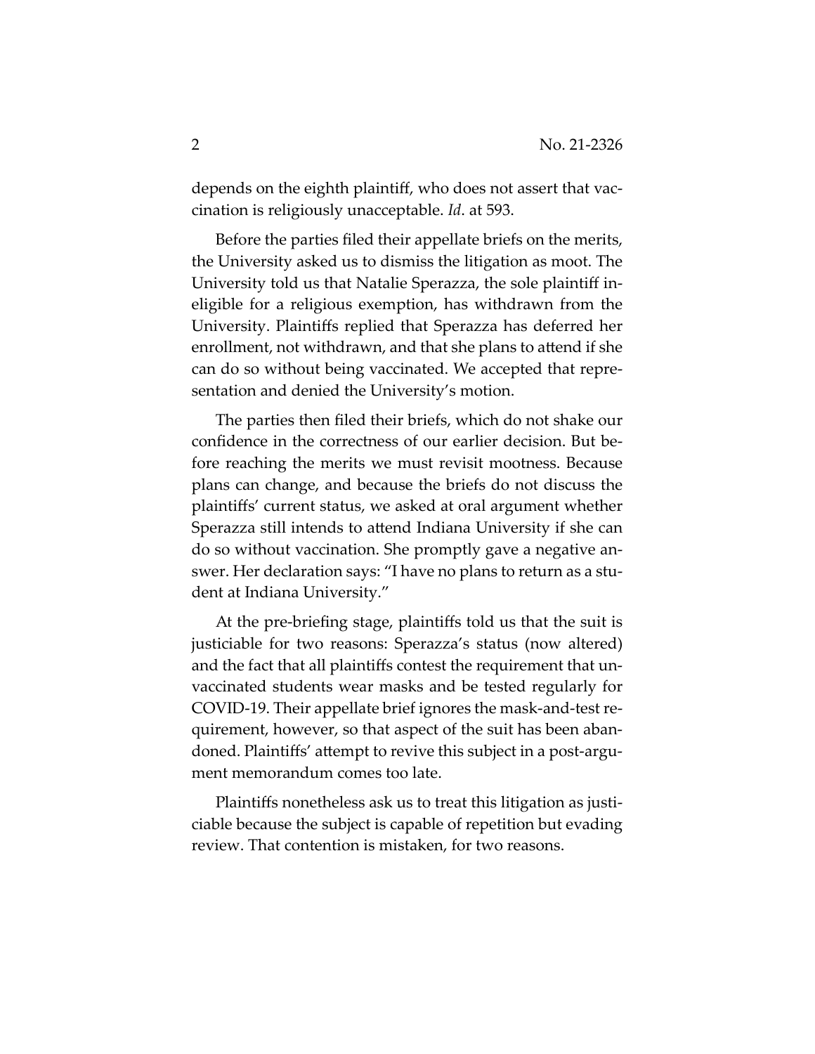depends on the eighth plaintiff, who does not assert that vaccination is religiously unacceptable. *Id*. at 593.

Before the parties filed their appellate briefs on the merits, the University asked us to dismiss the litigation as moot. The University told us that Natalie Sperazza, the sole plaintiff ineligible for a religious exemption, has withdrawn from the University. Plaintiffs replied that Sperazza has deferred her enrollment, not withdrawn, and that she plans to attend if she can do so without being vaccinated. We accepted that representation and denied the University's motion.

The parties then filed their briefs, which do not shake our confidence in the correctness of our earlier decision. But before reaching the merits we must revisit mootness. Because plans can change, and because the briefs do not discuss the plaintiffs' current status, we asked at oral argument whether Sperazza still intends to attend Indiana University if she can do so without vaccination. She promptly gave a negative answer. Her declaration says: "I have no plans to return as a student at Indiana University."

At the pre-briefing stage, plaintiffs told us that the suit is justiciable for two reasons: Sperazza's status (now altered) and the fact that all plaintiffs contest the requirement that unvaccinated students wear masks and be tested regularly for COVID-19. Their appellate brief ignores the mask-and-test requirement, however, so that aspect of the suit has been abandoned. Plaintiffs' attempt to revive this subject in a post-argument memorandum comes too late.

Plaintiffs nonetheless ask us to treat this litigation as justiciable because the subject is capable of repetition but evading review. That contention is mistaken, for two reasons.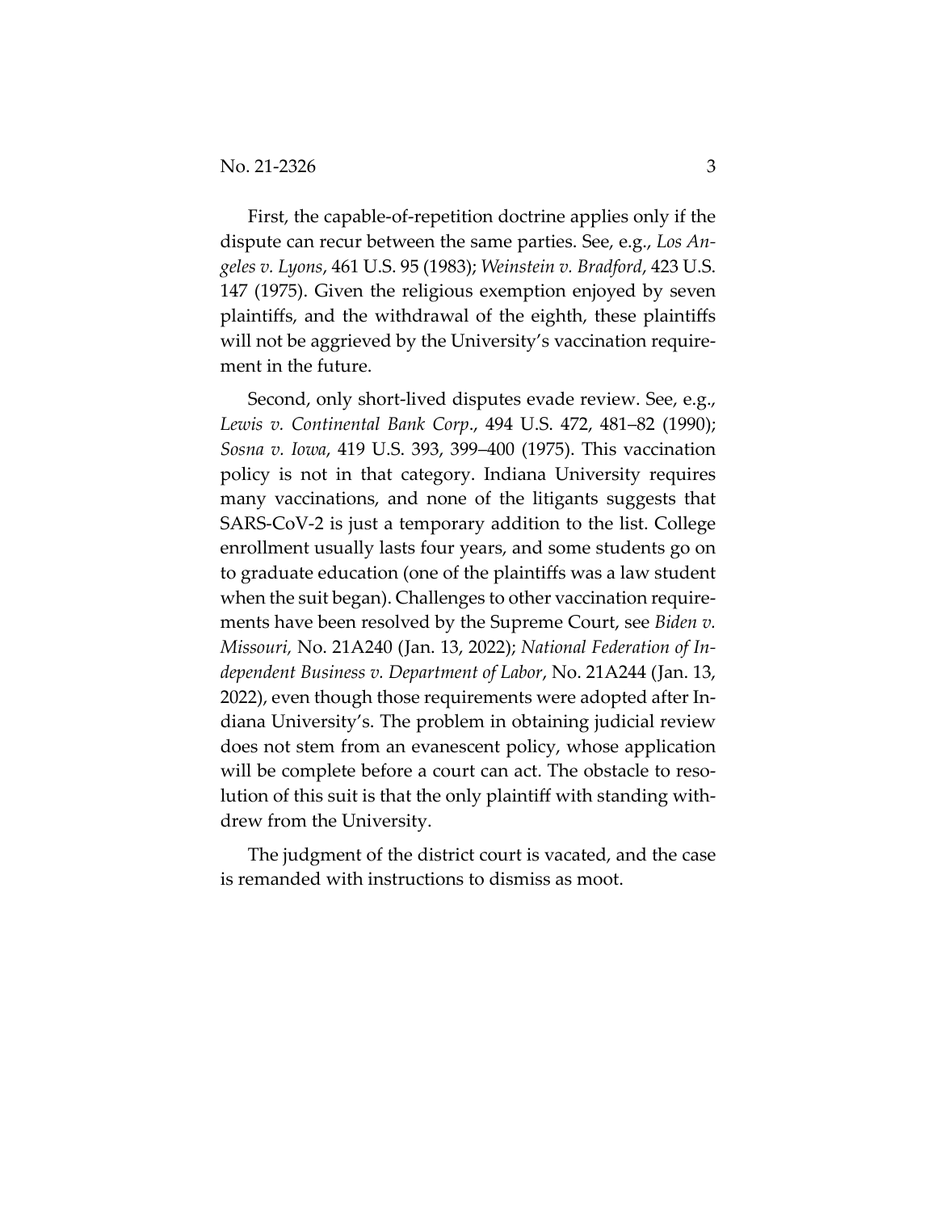First, the capable-of-repetition doctrine applies only if the dispute can recur between the same parties. See, e.g., *Los Angeles v. Lyons*, 461 U.S. 95 (1983); *Weinstein v. Bradford*, 423 U.S. 147 (1975). Given the religious exemption enjoyed by seven plaintiffs, and the withdrawal of the eighth, these plaintiffs will not be aggrieved by the University's vaccination requirement in the future.

Second, only short-lived disputes evade review. See, e.g., *Lewis v. Continental Bank Corp*., 494 U.S. 472, 481–82 (1990); *Sosna v. Iowa*, 419 U.S. 393, 399–400 (1975). This vaccination policy is not in that category. Indiana University requires many vaccinations, and none of the litigants suggests that SARS-CoV-2 is just a temporary addition to the list. College enrollment usually lasts four years, and some students go on to graduate education (one of the plaintiffs was a law student when the suit began). Challenges to other vaccination requirements have been resolved by the Supreme Court, see *Biden v. Missouri,* No. 21A240 (Jan. 13, 2022); *National Federation of Independent Business v. Department of Labor*, No. 21A244 (Jan. 13, 2022), even though those requirements were adopted after Indiana University's. The problem in obtaining judicial review does not stem from an evanescent policy, whose application will be complete before a court can act. The obstacle to resolution of this suit is that the only plaintiff with standing withdrew from the University.

The judgment of the district court is vacated, and the case is remanded with instructions to dismiss as moot.